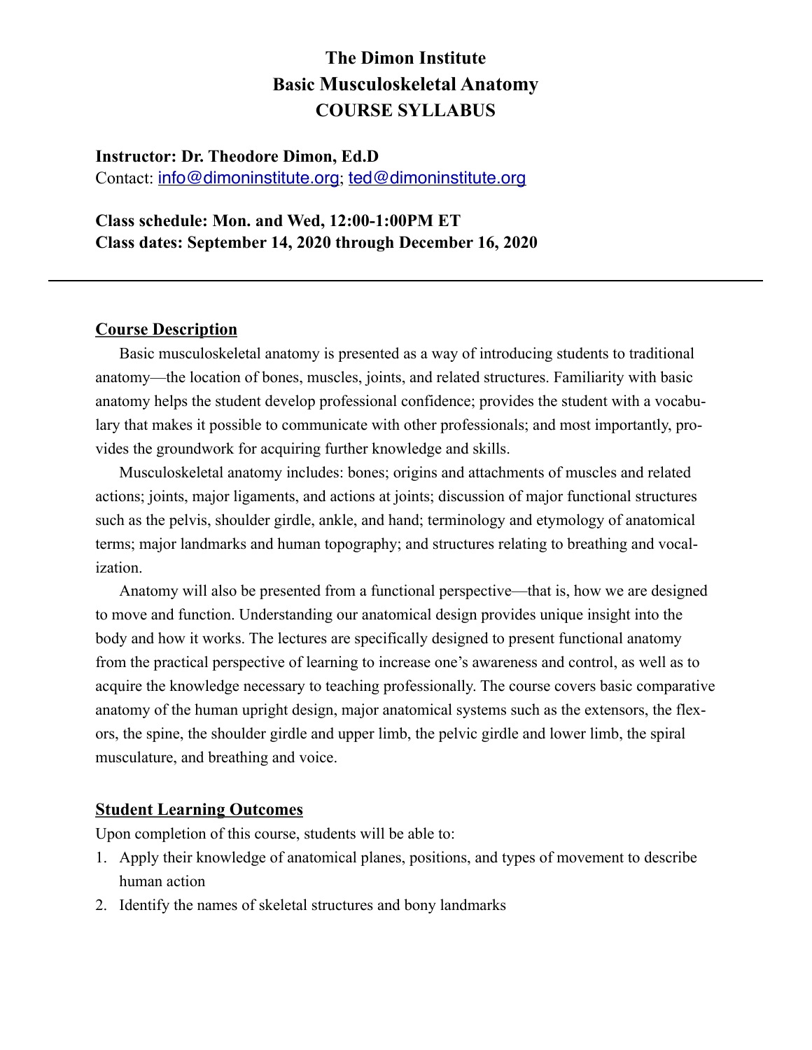# The Dimon Institute
# Basic Musculoskeletal Anatomy
# COURSE SYLLABUS

**Instructor: Dr. Theodore Dimon, Ed.D**
Contact: info@dimoninstitute.org; ted@dimoninstitute.org

**Class schedule: Mon. and Wed, 12:00-1:00PM ET**
**Class dates: September 14, 2020 through December 16, 2020**

---

## Course Description

Basic musculoskeletal anatomy is presented as a way of introducing students to traditional anatomy—the location of bones, muscles, joints, and related structures. Familiarity with basic anatomy helps the student develop professional confidence; provides the student with a vocabulary that makes it possible to communicate with other professionals; and most importantly, provides the groundwork for acquiring further knowledge and skills.

Musculoskeletal anatomy includes: bones; origins and attachments of muscles and related actions; joints, major ligaments, and actions at joints; discussion of major functional structures such as the pelvis, shoulder girdle, ankle, and hand; terminology and etymology of anatomical terms; major landmarks and human topography; and structures relating to breathing and vocalization.

Anatomy will also be presented from a functional perspective—that is, how we are designed to move and function. Understanding our anatomical design provides unique insight into the body and how it works. The lectures are specifically designed to present functional anatomy from the practical perspective of learning to increase one's awareness and control, as well as to acquire the knowledge necessary to teaching professionally. The course covers basic comparative anatomy of the human upright design, major anatomical systems such as the extensors, the flexors, the spine, the shoulder girdle and upper limb, the pelvic girdle and lower limb, the spiral musculature, and breathing and voice.

## Student Learning Outcomes

Upon completion of this course, students will be able to:

1. Apply their knowledge of anatomical planes, positions, and types of movement to describe human action
2. Identify the names of skeletal structures and bony landmarks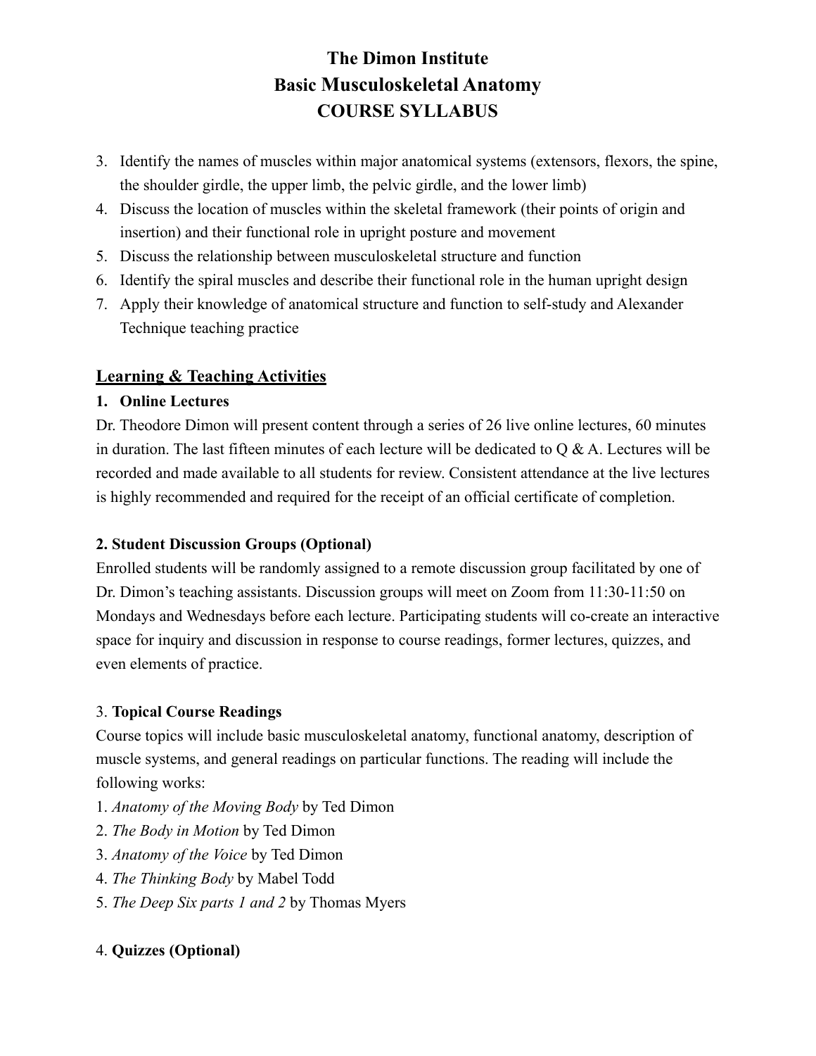# The Dimon Institute
# Basic Musculoskeletal Anatomy
# COURSE SYLLABUS

3. Identify the names of muscles within major anatomical systems (extensors, flexors, the spine, the shoulder girdle, the upper limb, the pelvic girdle, and the lower limb)
4. Discuss the location of muscles within the skeletal framework (their points of origin and insertion) and their functional role in upright posture and movement
5. Discuss the relationship between musculoskeletal structure and function
6. Identify the spiral muscles and describe their functional role in the human upright design
7. Apply their knowledge of anatomical structure and function to self-study and Alexander Technique teaching practice

## Learning & Teaching Activities

**1. Online Lectures**

Dr. Theodore Dimon will present content through a series of 26 live online lectures, 60 minutes in duration. The last fifteen minutes of each lecture will be dedicated to Q & A. Lectures will be recorded and made available to all students for review. Consistent attendance at the live lectures is highly recommended and required for the receipt of an official certificate of completion.

**2. Student Discussion Groups (Optional)**

Enrolled students will be randomly assigned to a remote discussion group facilitated by one of Dr. Dimon's teaching assistants. Discussion groups will meet on Zoom from 11:30-11:50 on Mondays and Wednesdays before each lecture. Participating students will co-create an interactive space for inquiry and discussion in response to course readings, former lectures, quizzes, and even elements of practice.

3. **Topical Course Readings**

Course topics will include basic musculoskeletal anatomy, functional anatomy, description of muscle systems, and general readings on particular functions. The reading will include the following works:

1. *Anatomy of the Moving Body* by Ted Dimon
2. *The Body in Motion* by Ted Dimon
3. *Anatomy of the Voice* by Ted Dimon
4. *The Thinking Body* by Mabel Todd
5. *The Deep Six parts 1 and 2* by Thomas Myers

4. **Quizzes (Optional)**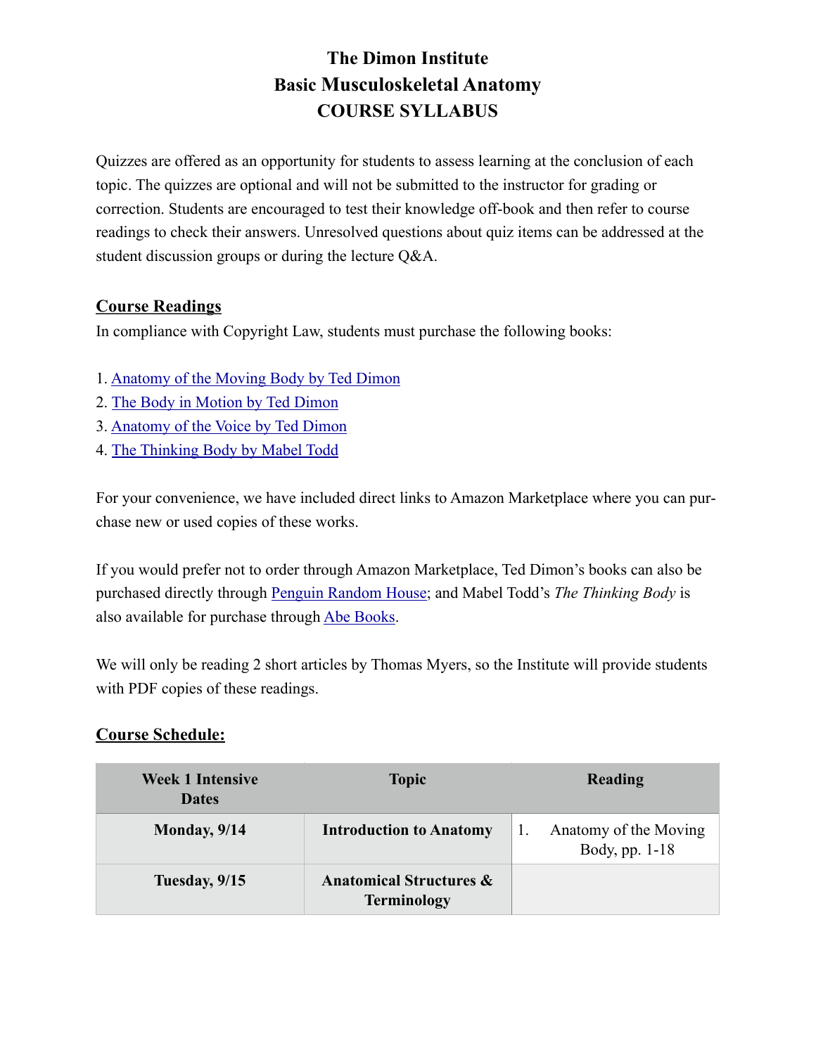# The Dimon Institute
## Basic Musculoskeletal Anatomy
## COURSE SYLLABUS

Quizzes are offered as an opportunity for students to assess learning at the conclusion of each topic. The quizzes are optional and will not be submitted to the instructor for grading or correction. Students are encouraged to test their knowledge off-book and then refer to course readings to check their answers. Unresolved questions about quiz items can be addressed at the student discussion groups or during the lecture Q&A.

### Course Readings

In compliance with Copyright Law, students must purchase the following books:

1. Anatomy of the Moving Body by Ted Dimon
2. The Body in Motion by Ted Dimon
3. Anatomy of the Voice by Ted Dimon
4. The Thinking Body by Mabel Todd

For your convenience, we have included direct links to Amazon Marketplace where you can purchase new or used copies of these works.

If you would prefer not to order through Amazon Marketplace, Ted Dimon's books can also be purchased directly through Penguin Random House; and Mabel Todd's *The Thinking Body* is also available for purchase through Abe Books.

We will only be reading 2 short articles by Thomas Myers, so the Institute will provide students with PDF copies of these readings.

### Course Schedule:

| Week 1 Intensive Dates | Topic | Reading |
|---|---|---|
| **Monday, 9/14** | **Introduction to Anatomy** | 1. Anatomy of the Moving Body, pp. 1-18 |
| **Tuesday, 9/15** | **Anatomical Structures & Terminology** | |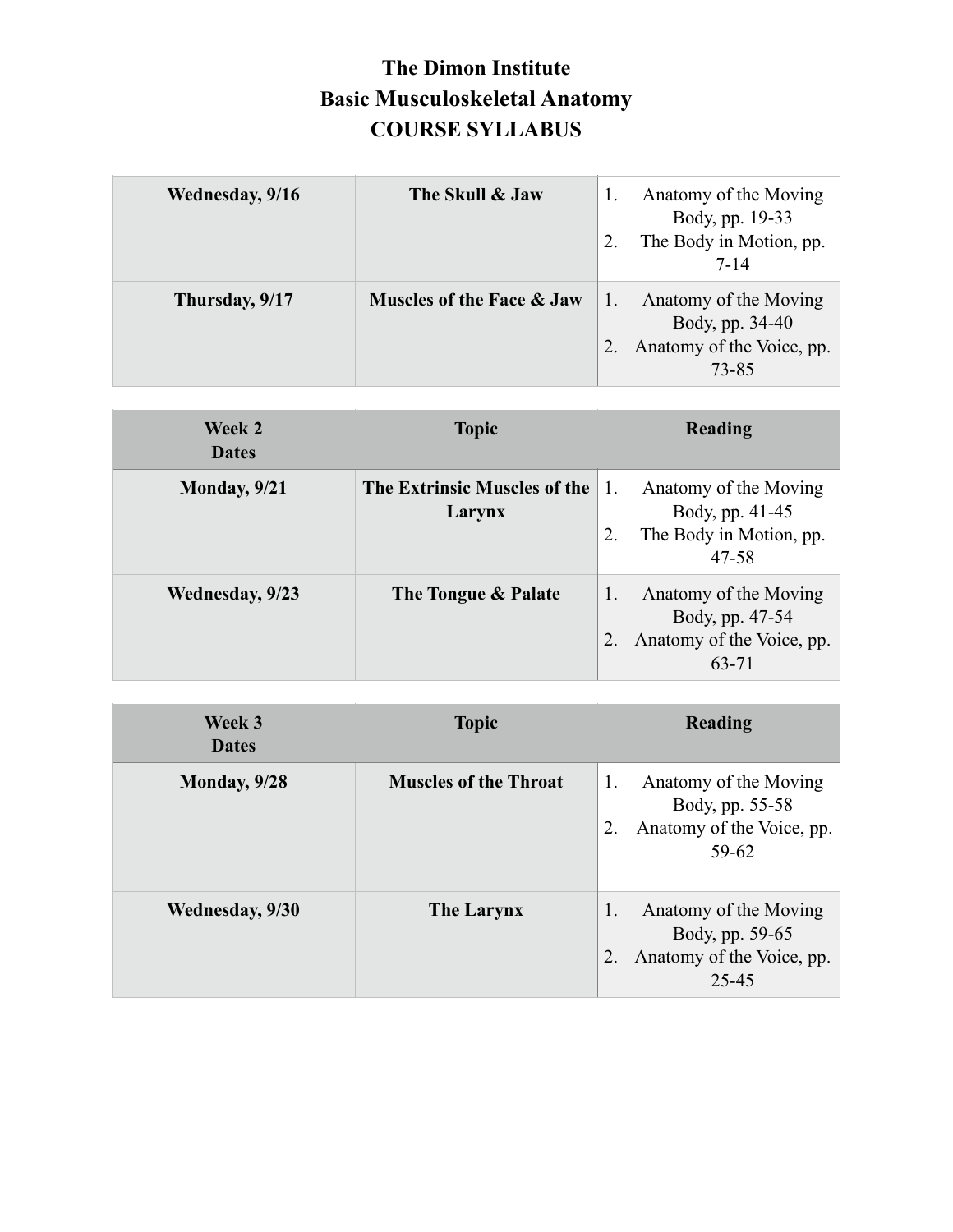# The Dimon Institute
# Basic Musculoskeletal Anatomy
# COURSE SYLLABUS

| | | |
|---|---|---|
| **Wednesday, 9/16** | **The Skull & Jaw** | 1. Anatomy of the Moving Body, pp. 19-33<br>2. The Body in Motion, pp. 7-14 |
| **Thursday, 9/17** | **Muscles of the Face & Jaw** | 1. Anatomy of the Moving Body, pp. 34-40<br>2. Anatomy of the Voice, pp. 73-85 |

| Week 2 Dates | Topic | Reading |
|---|---|---|
| **Monday, 9/21** | **The Extrinsic Muscles of the Larynx** | 1. Anatomy of the Moving Body, pp. 41-45<br>2. The Body in Motion, pp. 47-58 |
| **Wednesday, 9/23** | **The Tongue & Palate** | 1. Anatomy of the Moving Body, pp. 47-54<br>2. Anatomy of the Voice, pp. 63-71 |

| Week 3 Dates | Topic | Reading |
|---|---|---|
| **Monday, 9/28** | **Muscles of the Throat** | 1. Anatomy of the Moving Body, pp. 55-58<br>2. Anatomy of the Voice, pp. 59-62 |
| **Wednesday, 9/30** | **The Larynx** | 1. Anatomy of the Moving Body, pp. 59-65<br>2. Anatomy of the Voice, pp. 25-45 |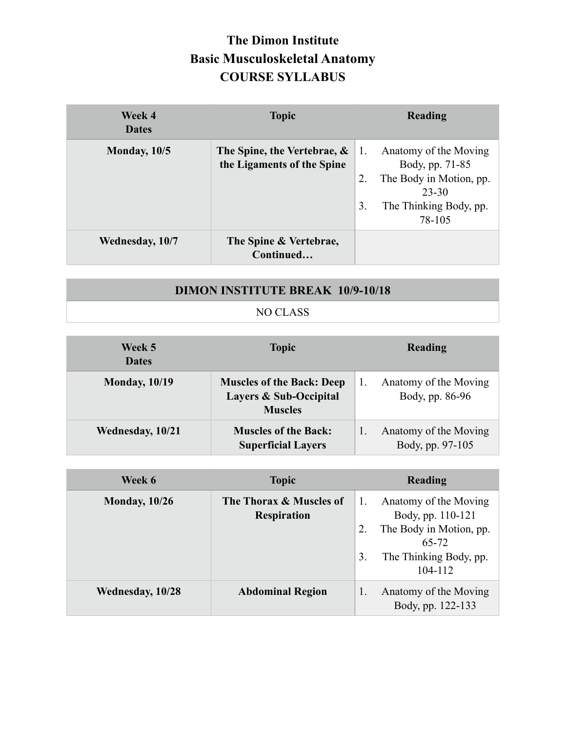# The Dimon Institute
# Basic Musculoskeletal Anatomy
# COURSE SYLLABUS

| Week 4 Dates | Topic | Reading |
|---|---|---|
| **Monday, 10/5** | **The Spine, the Vertebrae, & the Ligaments of the Spine** | 1. Anatomy of the Moving Body, pp. 71-85<br>2. The Body in Motion, pp. 23-30<br>3. The Thinking Body, pp. 78-105 |
| **Wednesday, 10/7** | **The Spine & Vertebrae, Continued…** | |

| DIMON INSTITUTE BREAK 10/9-10/18 |
|---|
| NO CLASS |

| Week 5 Dates | Topic | Reading |
|---|---|---|
| **Monday, 10/19** | **Muscles of the Back: Deep Layers & Sub-Occipital Muscles** | 1. Anatomy of the Moving Body, pp. 86-96 |
| **Wednesday, 10/21** | **Muscles of the Back: Superficial Layers** | 1. Anatomy of the Moving Body, pp. 97-105 |

| Week 6 | Topic | Reading |
|---|---|---|
| **Monday, 10/26** | **The Thorax & Muscles of Respiration** | 1. Anatomy of the Moving Body, pp. 110-121<br>2. The Body in Motion, pp. 65-72<br>3. The Thinking Body, pp. 104-112 |
| **Wednesday, 10/28** | **Abdominal Region** | 1. Anatomy of the Moving Body, pp. 122-133 |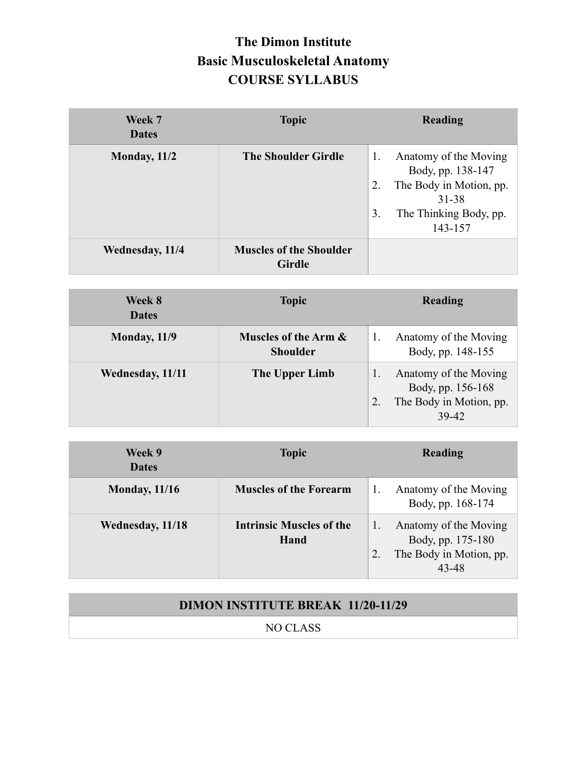# The Dimon Institute
## Basic Musculoskeletal Anatomy
## COURSE SYLLABUS

| Week 7 Dates | Topic | Reading |
|---|---|---|
| **Monday, 11/2** | **The Shoulder Girdle** | 1. Anatomy of the Moving Body, pp. 138-147<br>2. The Body in Motion, pp. 31-38<br>3. The Thinking Body, pp. 143-157 |
| **Wednesday, 11/4** | **Muscles of the Shoulder Girdle** | |

| Week 8 Dates | Topic | Reading |
|---|---|---|
| **Monday, 11/9** | **Muscles of the Arm & Shoulder** | 1. Anatomy of the Moving Body, pp. 148-155 |
| **Wednesday, 11/11** | **The Upper Limb** | 1. Anatomy of the Moving Body, pp. 156-168<br>2. The Body in Motion, pp. 39-42 |

| Week 9 Dates | Topic | Reading |
|---|---|---|
| **Monday, 11/16** | **Muscles of the Forearm** | 1. Anatomy of the Moving Body, pp. 168-174 |
| **Wednesday, 11/18** | **Intrinsic Muscles of the Hand** | 1. Anatomy of the Moving Body, pp. 175-180<br>2. The Body in Motion, pp. 43-48 |

| DIMON INSTITUTE BREAK 11/20-11/29 |
|---|
| NO CLASS |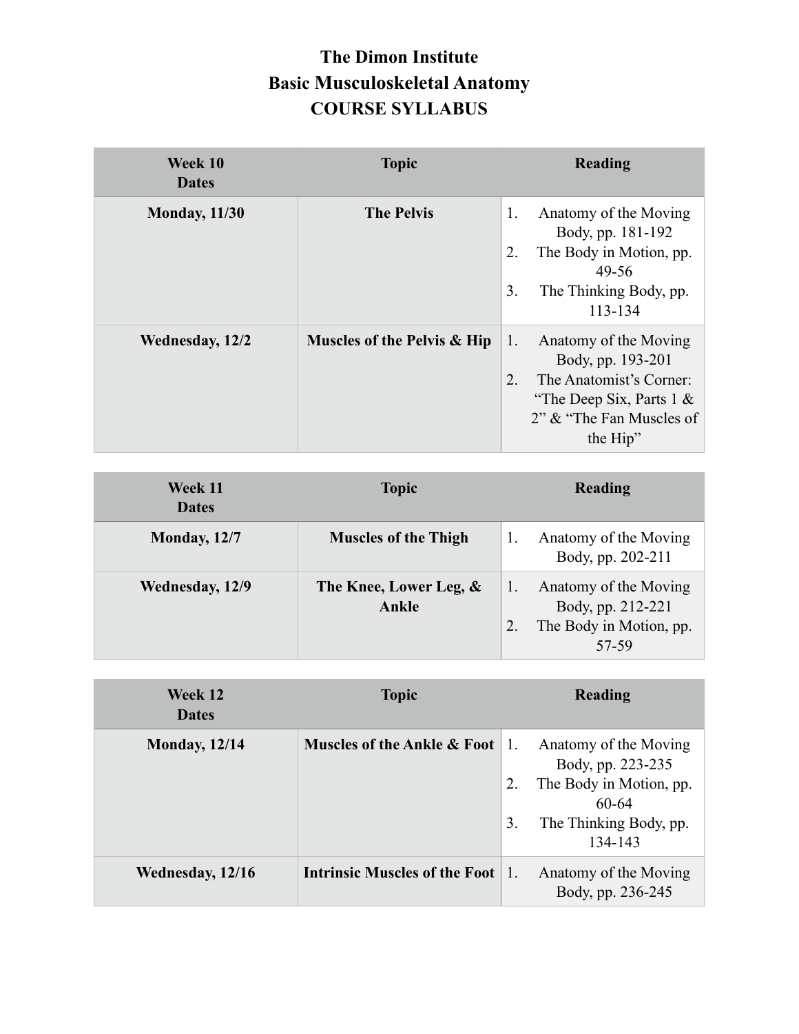# The Dimon Institute
# Basic Musculoskeletal Anatomy
# COURSE SYLLABUS

| Week 10 Dates | Topic | Reading |
|---|---|---|
| **Monday, 11/30** | **The Pelvis** | 1. Anatomy of the Moving Body, pp. 181-192<br>2. The Body in Motion, pp. 49-56<br>3. The Thinking Body, pp. 113-134 |
| **Wednesday, 12/2** | **Muscles of the Pelvis & Hip** | 1. Anatomy of the Moving Body, pp. 193-201<br>2. The Anatomist's Corner: "The Deep Six, Parts 1 & 2" & "The Fan Muscles of the Hip" |

| Week 11 Dates | Topic | Reading |
|---|---|---|
| **Monday, 12/7** | **Muscles of the Thigh** | 1. Anatomy of the Moving Body, pp. 202-211 |
| **Wednesday, 12/9** | **The Knee, Lower Leg, & Ankle** | 1. Anatomy of the Moving Body, pp. 212-221<br>2. The Body in Motion, pp. 57-59 |

| Week 12 Dates | Topic | Reading |
|---|---|---|
| **Monday, 12/14** | **Muscles of the Ankle & Foot** | 1. Anatomy of the Moving Body, pp. 223-235<br>2. The Body in Motion, pp. 60-64<br>3. The Thinking Body, pp. 134-143 |
| **Wednesday, 12/16** | **Intrinsic Muscles of the Foot** | 1. Anatomy of the Moving Body, pp. 236-245 |